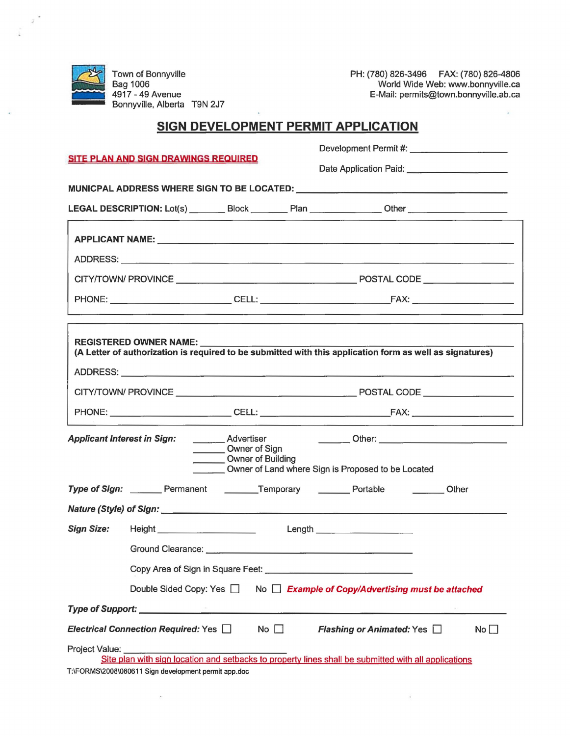Town of Bonnyville
Bag 1006
4917 - 49 Avenue
Bonnyville, Alberta T9N 2J7

PH: (780) 826-3496 FAX: (780) 826-4806
World Wide Web: www.bonnyville.ca
E-Mail: permits@town.bonnyville.ab.ca

# SIGN DEVELOPMENT PERMIT APPLICATION

**SITE PLAN AND SIGN DRAWINGS REQUIRED**

Development Permit #: ____________________

Date Application Paid: ____________________

**MUNICPAL ADDRESS WHERE SIGN TO BE LOCATED:** ____________________________________________

**LEGAL DESCRIPTION:** Lot(s) ________ Block ________ Plan ______________ Other ____________________

**APPLICANT NAME:** ____________________________________________

ADDRESS: ____________________________________________

CITY/TOWN/ PROVINCE ____________________________ POSTAL CODE ________________

PHONE: ______________________ CELL: ______________________ FAX: ________________

**REGISTERED OWNER NAME:** ____________________________________________
**(A Letter of authorization is required to be submitted with this application form as well as signatures)**

ADDRESS: ____________________________________________

CITY/TOWN/ PROVINCE ____________________________ POSTAL CODE ________________

PHONE: ______________________ CELL: ______________________ FAX: ________________

***Applicant Interest in Sign:***
_______ Advertiser
_______ Owner of Sign
_______ Owner of Building
_______ Owner of Land where Sign is Proposed to be Located
_______ Other: ____________________

***Type of Sign:*** _______ Permanent _______ Temporary _______ Portable _______ Other

***Nature (Style) of Sign:*** ____________________________________________

***Sign Size:*** Height ____________________ Length ____________________

Ground Clearance: ____________________________________

Copy Area of Sign in Square Feet: ____________________________

Double Sided Copy: Yes ☐ No ☐ ***Example of Copy/Advertising must be attached***

***Type of Support:*** ____________________________________________

***Electrical Connection Required:*** Yes ☐ No ☐ ***Flashing or Animated:*** Yes ☐ No ☐

Project Value: ____________________________

Site plan with sign location and setbacks to property lines shall be submitted with all applications

T:\FORMS\2008\080611 Sign development permit app.doc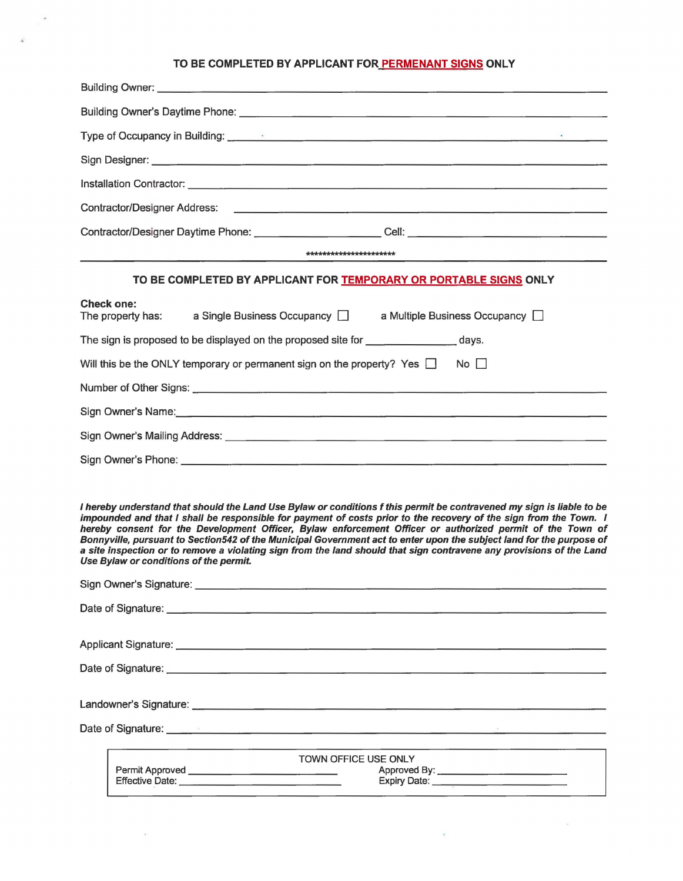### TO BE COMPLETED BY APPLICANT FOR PERMENANT SIGNS ONLY

Building Owner: ______________________________

Building Owner's Daytime Phone: ______________________________

Type of Occupancy in Building: ______________________________

Sign Designer: ______________________________

Installation Contractor: ______________________________

Contractor/Designer Address: ______________________________

Contractor/Designer Daytime Phone: ______________ Cell: ______________

**********************

### TO BE COMPLETED BY APPLICANT FOR TEMPORARY OR PORTABLE SIGNS ONLY

**Check one:**
The property has: a Single Business Occupancy ☐ a Multiple Business Occupancy ☐

The sign is proposed to be displayed on the proposed site for ______________ days.

Will this be the ONLY temporary or permanent sign on the property? Yes ☐ No ☐

Number of Other Signs: ______________________________

Sign Owner's Name: ______________________________

Sign Owner's Mailing Address: ______________________________

Sign Owner's Phone: ______________________________

***I hereby understand that should the Land Use Bylaw or conditions f this permit be contravened my sign is liable to be impounded and that I shall be responsible for payment of costs prior to the recovery of the sign from the Town. I hereby consent for the Development Officer, Bylaw enforcement Officer or authorized permit of the Town of Bonnyville, pursuant to Section542 of the Municipal Government act to enter upon the subject land for the purpose of a site inspection or to remove a violating sign from the land should that sign contravene any provisions of the Land Use Bylaw or conditions of the permit.***

Sign Owner's Signature: ______________________________

Date of Signature: ______________________________

Applicant Signature: ______________________________

Date of Signature: ______________________________

Landowner's Signature: ______________________________

Date of Signature: ______________________________

TOWN OFFICE USE ONLY

Permit Approved ______________ Approved By: ______________

Effective Date: ______________ Expiry Date: ______________